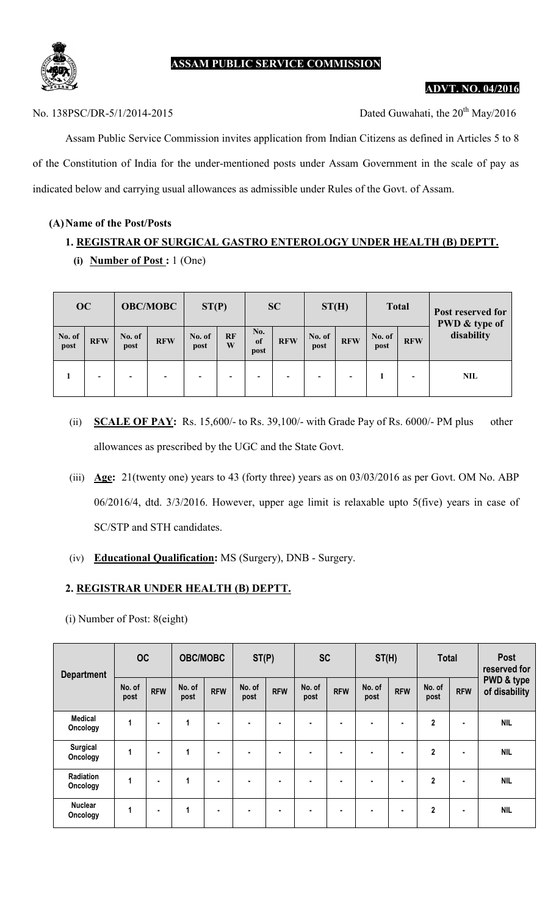# ASSAM PUBLIC SERVICE COMMISSION

**ADVT. NO. 04/2016**

No. 138PSC/DR-5/1/2014-2015 Dated Guwahati, the 20th May/2016

Assam Public Service Commission invites application from Indian Citizens as defined in Articles 5 to 8 of the Constitution of India for the under-mentioned posts under Assam Government in the scale of pay as indicated below and carrying usual allowances as admissible under Rules of the Govt. of Assam.

**(A) Name of the Post/Posts**

## 1. REGISTRAR OF SURGICAL GASTRO ENTEROLOGY UNDER HEALTH (B) DEPTT.

**(i) Number of Post :** 1 (One)

| OC | | OBC/MOBC | | ST(P) | | SC | | ST(H) | | Total | | Post reserved for PWD & type of disability |
|---|---|---|---|---|---|---|---|---|---|---|---|---|
| No. of post | RFW | No. of post | RFW | No. of post | RFW | No. of post | RFW | No. of post | RFW | No. of post | RFW | |
| 1 | - | - | - | - | - | - | - | - | - | 1 | - | NIL |

(ii) **SCALE OF PAY:** Rs. 15,600/- to Rs. 39,100/- with Grade Pay of Rs. 6000/- PM plus other allowances as prescribed by the UGC and the State Govt.

(iii) **Age:** 21(twenty one) years to 43 (forty three) years as on 03/03/2016 as per Govt. OM No. ABP 06/2016/4, dtd. 3/3/2016. However, upper age limit is relaxable upto 5(five) years in case of SC/STP and STH candidates.

(iv) **Educational Qualification:** MS (Surgery), DNB - Surgery.

## 2. REGISTRAR UNDER HEALTH (B) DEPTT.

(i) Number of Post: 8(eight)

| Department | OC | | OBC/MOBC | | ST(P) | | SC | | ST(H) | | Total | | Post reserved for PWD & type of disability |
|---|---|---|---|---|---|---|---|---|---|---|---|---|---|
| | No. of post | RFW | No. of post | RFW | No. of post | RFW | No. of post | RFW | No. of post | RFW | No. of post | RFW | |
| Medical Oncology | 1 | - | 1 | - | - | - | - | - | - | - | 2 | - | NIL |
| Surgical Oncology | 1 | - | 1 | - | - | - | - | - | - | - | 2 | - | NIL |
| Radiation Oncology | 1 | - | 1 | - | - | - | - | - | - | - | 2 | - | NIL |
| Nuclear Oncology | 1 | - | 1 | - | - | - | - | - | - | - | 2 | - | NIL |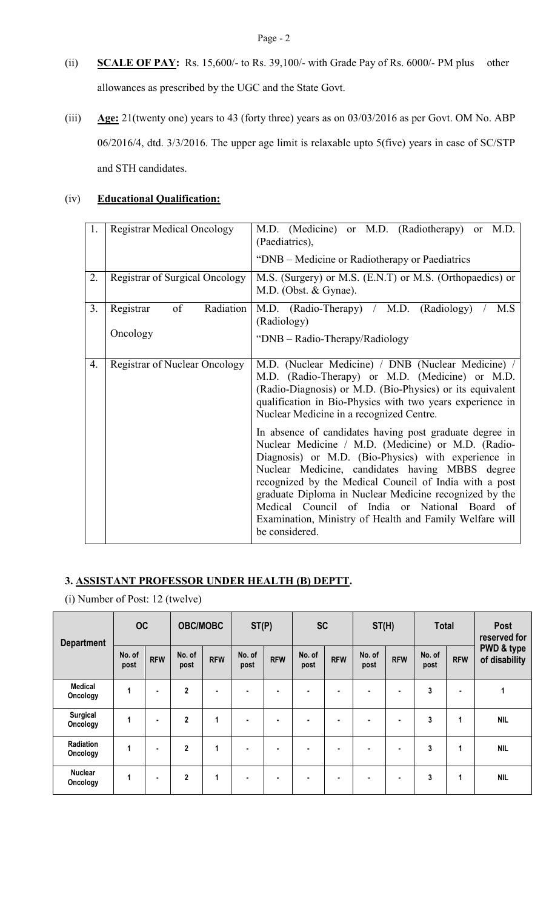(ii) **SCALE OF PAY:** Rs. 15,600/- to Rs. 39,100/- with Grade Pay of Rs. 6000/- PM plus other allowances as prescribed by the UGC and the State Govt.

(iii) **Age:** 21(twenty one) years to 43 (forty three) years as on 03/03/2016 as per Govt. OM No. ABP 06/2016/4, dtd. 3/3/2016. The upper age limit is relaxable upto 5(five) years in case of SC/STP and STH candidates.

(iv) **Educational Qualification:**

| | | |
|---|---|---|
| 1. | Registrar Medical Oncology | M.D. (Medicine) or M.D. (Radiotherapy) or M.D. (Paediatrics),<br>"DNB – Medicine or Radiotherapy or Paediatrics |
| 2. | Registrar of Surgical Oncology | M.S. (Surgery) or M.S. (E.N.T) or M.S. (Orthopaedics) or M.D. (Obst. & Gynae). |
| 3. | Registrar of Radiation Oncology | M.D. (Radio-Therapy) / M.D. (Radiology) / M.S (Radiology)<br>"DNB – Radio-Therapy/Radiology |
| 4. | Registrar of Nuclear Oncology | M.D. (Nuclear Medicine) / DNB (Nuclear Medicine) / M.D. (Radio-Therapy) or M.D. (Medicine) or M.D. (Radio-Diagnosis) or M.D. (Bio-Physics) or its equivalent qualification in Bio-Physics with two years experience in Nuclear Medicine in a recognized Centre.<br>In absence of candidates having post graduate degree in Nuclear Medicine / M.D. (Medicine) or M.D. (Radio-Diagnosis) or M.D. (Bio-Physics) with experience in Nuclear Medicine, candidates having MBBS degree recognized by the Medical Council of India with a post graduate Diploma in Nuclear Medicine recognized by the Medical Council of India or National Board of Examination, Ministry of Health and Family Welfare will be considered. |

### 3. ASSISTANT PROFESSOR UNDER HEALTH (B) DEPTT.

(i) Number of Post: 12 (twelve)

| Department | OC | | OBC/MOBC | | ST(P) | | SC | | ST(H) | | Total | | Post reserved for PWD & type of disability |
|---|---|---|---|---|---|---|---|---|---|---|---|---|---|
| | No. of post | RFW | No. of post | RFW | No. of post | RFW | No. of post | RFW | No. of post | RFW | No. of post | RFW | |
| Medical Oncology | 1 | - | 2 | - | - | - | - | - | - | - | 3 | - | 1 |
| Surgical Oncology | 1 | - | 2 | 1 | - | - | - | - | - | - | 3 | 1 | NIL |
| Radiation Oncology | 1 | - | 2 | 1 | - | - | - | - | - | - | 3 | 1 | NIL |
| Nuclear Oncology | 1 | - | 2 | 1 | - | - | - | - | - | - | 3 | 1 | NIL |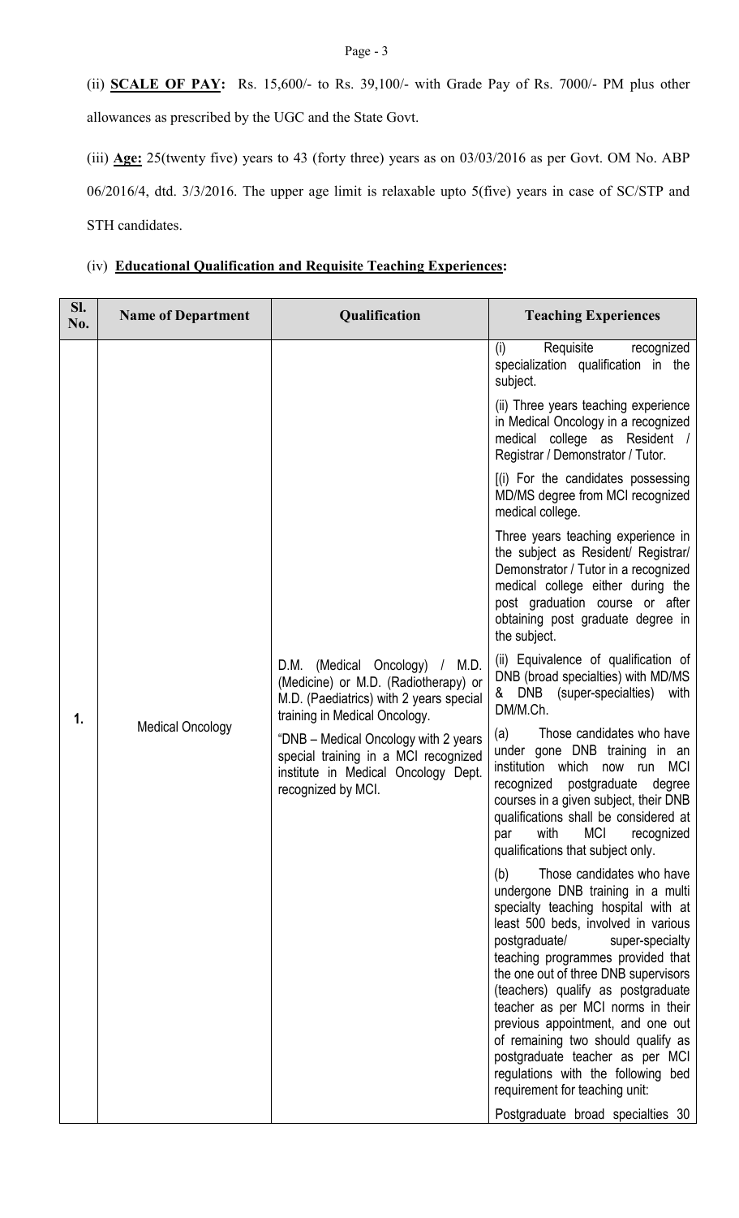(ii) **SCALE OF PAY:** Rs. 15,600/- to Rs. 39,100/- with Grade Pay of Rs. 7000/- PM plus other allowances as prescribed by the UGC and the State Govt.

(iii) **Age:** 25(twenty five) years to 43 (forty three) years as on 03/03/2016 as per Govt. OM No. ABP 06/2016/4, dtd. 3/3/2016. The upper age limit is relaxable upto 5(five) years in case of SC/STP and STH candidates.

(iv) **Educational Qualification and Requisite Teaching Experiences:**

| Sl. No. | Name of Department | Qualification | Teaching Experiences |
|---|---|---|---|
| 1. | Medical Oncology | D.M. (Medical Oncology) / M.D. (Medicine) or M.D. (Radiotherapy) or M.D. (Paediatrics) with 2 years special training in Medical Oncology.<br><br>"DNB – Medical Oncology with 2 years special training in a MCI recognized institute in Medical Oncology Dept. recognized by MCI. | (i) Requisite recognized specialization qualification in the subject.<br><br>(ii) Three years teaching experience in Medical Oncology in a recognized medical college as Resident / Registrar / Demonstrator / Tutor.<br><br>[(i) For the candidates possessing MD/MS degree from MCI recognized medical college.<br><br>Three years teaching experience in the subject as Resident/ Registrar/ Demonstrator / Tutor in a recognized medical college either during the post graduation course or after obtaining post graduate degree in the subject.<br><br>(ii) Equivalence of qualification of DNB (broad specialties) with MD/MS & DNB (super-specialties) with DM/M.Ch.<br><br>(a) Those candidates who have under gone DNB training in an institution which now run MCI recognized postgraduate degree courses in a given subject, their DNB qualifications shall be considered at par with MCI recognized qualifications that subject only.<br><br>(b) Those candidates who have undergone DNB training in a multi specialty teaching hospital with at least 500 beds, involved in various postgraduate/ super-specialty teaching programmes provided that the one out of three DNB supervisors (teachers) qualify as postgraduate teacher as per MCI norms in their previous appointment, and one out of remaining two should qualify as postgraduate teacher as per MCI regulations with the following bed requirement for teaching unit:<br><br>Postgraduate broad specialties 30 |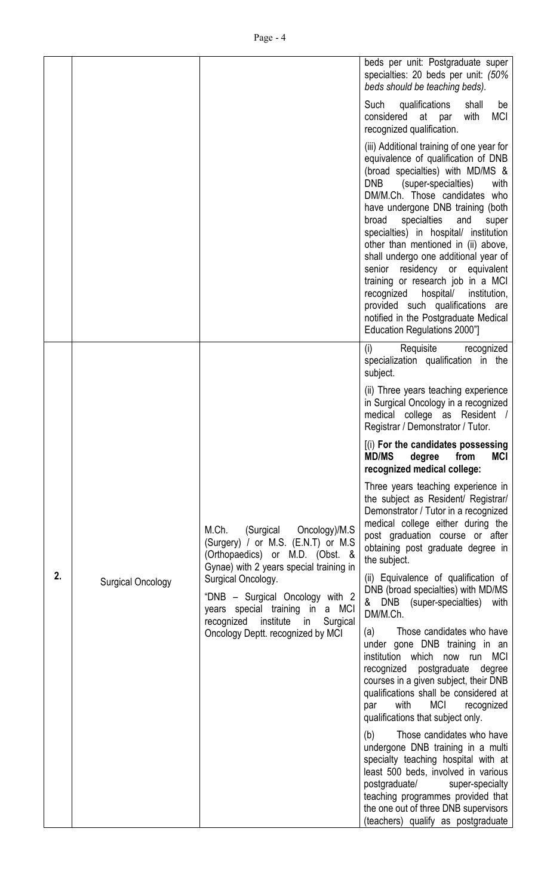| | | | |
|---|---|---|---|
| | | | beds per unit: Postgraduate super specialties: 20 beds per unit: *(50% beds should be teaching beds).*<br><br>Such qualifications shall be considered at par with MCI recognized qualification.<br><br>(iii) Additional training of one year for equivalence of qualification of DNB (broad specialties) with MD/MS & DNB (super-specialties) with DM/M.Ch. Those candidates who have undergone DNB training (both broad specialties and super specialties) in hospital/ institution other than mentioned in (ii) above, shall undergo one additional year of senior residency or equivalent training or research job in a MCI recognized hospital/ institution, provided such qualifications are notified in the Postgraduate Medical Education Regulations 2000"] |
| 2. | Surgical Oncology | M.Ch. (Surgical Oncology)/M.S (Surgery) / or M.S. (E.N.T) or M.S (Orthopaedics) or M.D. (Obst. & Gynae) with 2 years special training in Surgical Oncology.<br><br>"DNB – Surgical Oncology with 2 years special training in a MCI recognized institute in Surgical Oncology Deptt. recognized by MCI | (i) Requisite recognized specialization qualification in the subject.<br><br>(ii) Three years teaching experience in Surgical Oncology in a recognized medical college as Resident / Registrar / Demonstrator / Tutor.<br><br>[(i) **For the candidates possessing MD/MS degree from MCI recognized medical college:**<br><br>Three years teaching experience in the subject as Resident/ Registrar/ Demonstrator / Tutor in a recognized medical college either during the post graduation course or after obtaining post graduate degree in the subject.<br><br>(ii) Equivalence of qualification of DNB (broad specialties) with MD/MS & DNB (super-specialties) with DM/M.Ch.<br><br>(a) Those candidates who have under gone DNB training in an institution which now run MCI recognized postgraduate degree courses in a given subject, their DNB qualifications shall be considered at par with MCI recognized qualifications that subject only.<br><br>(b) Those candidates who have undergone DNB training in a multi specialty teaching hospital with at least 500 beds, involved in various postgraduate/ super-specialty teaching programmes provided that the one out of three DNB supervisors (teachers) qualify as postgraduate |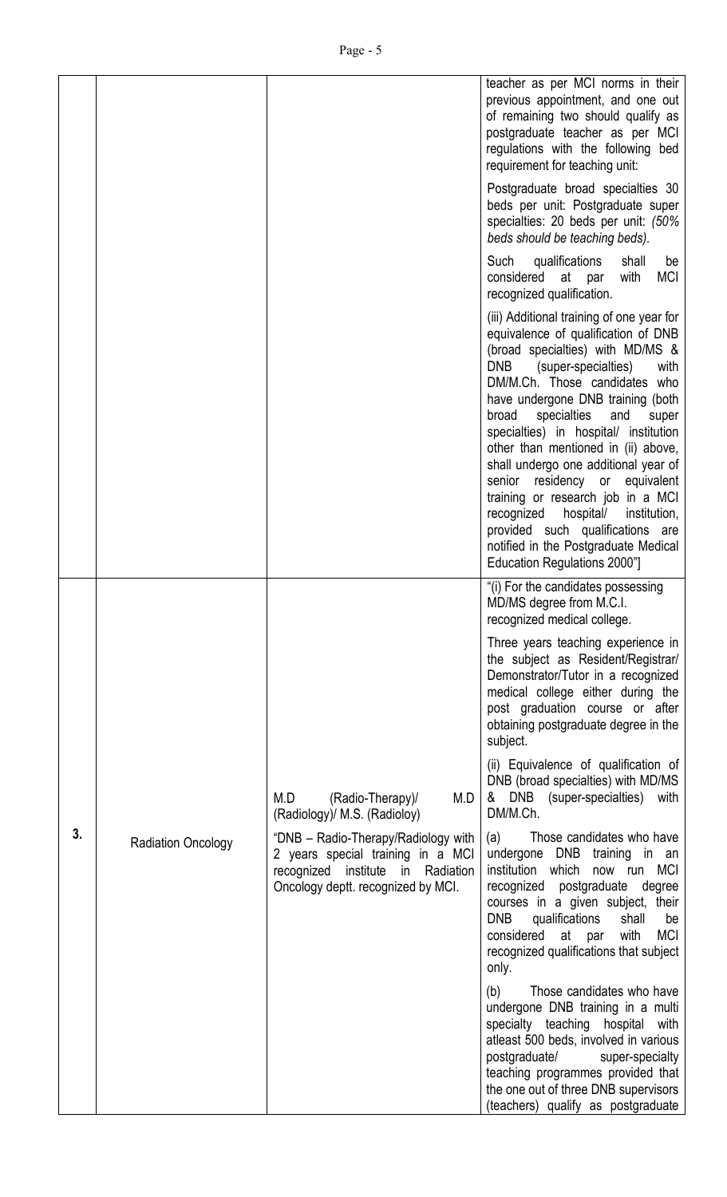| | | | |
|---|---|---|---|
| | | | teacher as per MCI norms in their previous appointment, and one out of remaining two should qualify as postgraduate teacher as per MCI regulations with the following bed requirement for teaching unit:<br><br>Postgraduate broad specialties 30 beds per unit: Postgraduate super specialties: 20 beds per unit: *(50% beds should be teaching beds)*.<br><br>Such qualifications shall be considered at par with MCI recognized qualification.<br><br>(iii) Additional training of one year for equivalence of qualification of DNB (broad specialties) with MD/MS & DNB (super-specialties) with DM/M.Ch. Those candidates who have undergone DNB training (both broad specialties and super specialties) in hospital/ institution other than mentioned in (ii) above, shall undergo one additional year of senior residency or equivalent training or research job in a MCI recognized hospital/ institution, provided such qualifications are notified in the Postgraduate Medical Education Regulations 2000"] |
| 3. | Radiation Oncology | M.D (Radio-Therapy)/ M.D (Radiology)/ M.S. (Radioloy)<br><br>"DNB – Radio-Therapy/Radiology with 2 years special training in a MCI recognized institute in Radiation Oncology deptt. recognized by MCI. | "(i) For the candidates possessing MD/MS degree from M.C.I. recognized medical college.<br><br>Three years teaching experience in the subject as Resident/Registrar/ Demonstrator/Tutor in a recognized medical college either during the post graduation course or after obtaining postgraduate degree in the subject.<br><br>(ii) Equivalence of qualification of DNB (broad specialties) with MD/MS & DNB (super-specialties) with DM/M.Ch.<br><br>(a) Those candidates who have undergone DNB training in an institution which now run MCI recognized postgraduate degree courses in a given subject, their DNB qualifications shall be considered at par with MCI recognized qualifications that subject only.<br><br>(b) Those candidates who have undergone DNB training in a multi specialty teaching hospital with atleast 500 beds, involved in various postgraduate/ super-specialty teaching programmes provided that the one out of three DNB supervisors (teachers) qualify as postgraduate |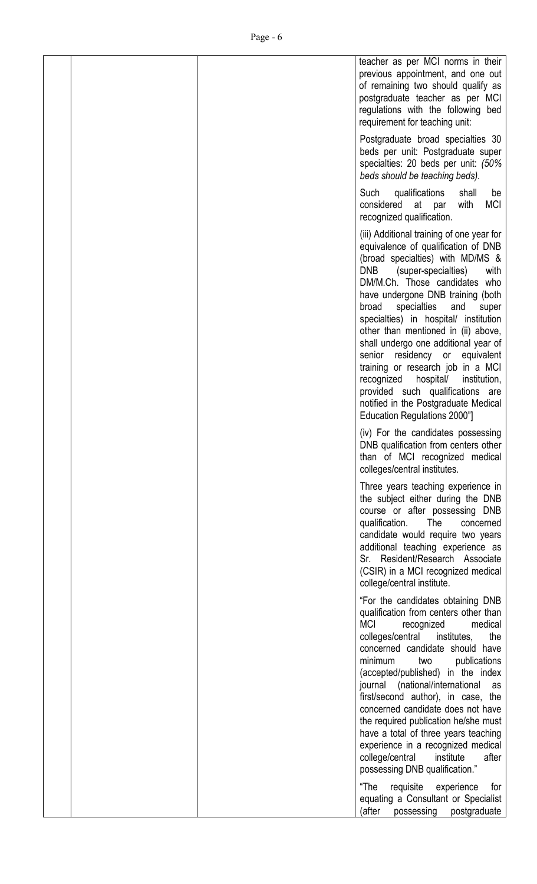| | | |
|---|---|---|
| | | teacher as per MCI norms in their previous appointment, and one out of remaining two should qualify as postgraduate teacher as per MCI regulations with the following bed requirement for teaching unit:<br><br>Postgraduate broad specialties 30 beds per unit: Postgraduate super specialties: 20 beds per unit: *(50% beds should be teaching beds)*.<br><br>Such qualifications shall be considered at par with MCI recognized qualification.<br><br>(iii) Additional training of one year for equivalence of qualification of DNB (broad specialties) with MD/MS & DNB (super-specialties) with DM/M.Ch. Those candidates who have undergone DNB training (both broad specialties and super specialties) in hospital/ institution other than mentioned in (ii) above, shall undergo one additional year of senior residency or equivalent training or research job in a MCI recognized hospital/ institution, provided such qualifications are notified in the Postgraduate Medical Education Regulations 2000"]<br><br>(iv) For the candidates possessing DNB qualification from centers other than of MCI recognized medical colleges/central institutes.<br><br>Three years teaching experience in the subject either during the DNB course or after possessing DNB qualification. The concerned candidate would require two years additional teaching experience as Sr. Resident/Research Associate (CSIR) in a MCI recognized medical college/central institute.<br><br>"For the candidates obtaining DNB qualification from centers other than MCI recognized medical colleges/central institutes, the concerned candidate should have minimum two publications (accepted/published) in the index journal (national/international as first/second author), in case, the concerned candidate does not have the required publication he/she must have a total of three years teaching experience in a recognized medical college/central institute after possessing DNB qualification."<br><br>"The requisite experience for equating a Consultant or Specialist (after possessing postgraduate |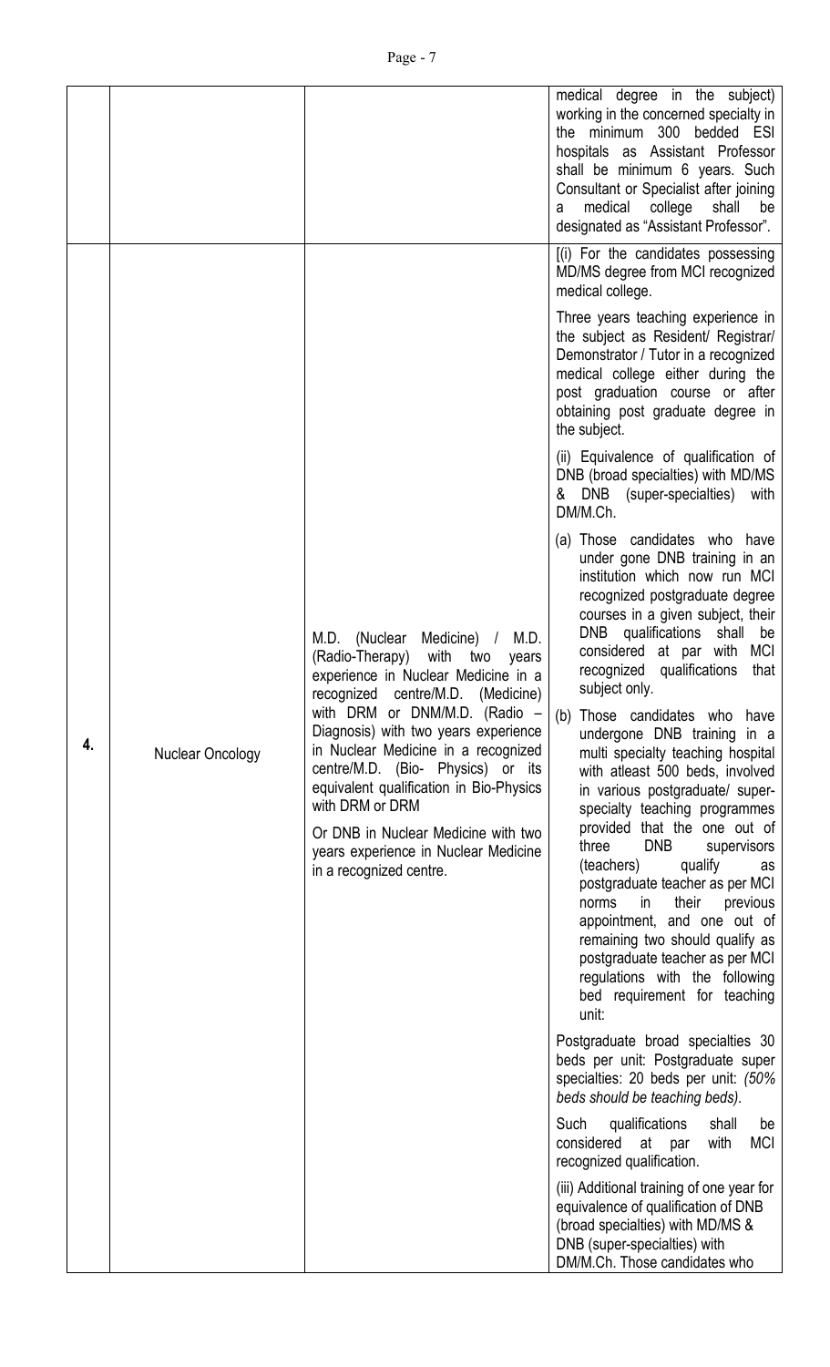| | | | |
|---|---|---|---|
| | | | medical degree in the subject) working in the concerned specialty in the minimum 300 bedded ESI hospitals as Assistant Professor shall be minimum 6 years. Such Consultant or Specialist after joining a medical college shall be designated as "Assistant Professor". |
| 4. | Nuclear Oncology | M.D. (Nuclear Medicine) / M.D. (Radio-Therapy) with two years experience in Nuclear Medicine in a recognized centre/M.D. (Medicine) with DRM or DNM/M.D. (Radio – Diagnosis) with two years experience in Nuclear Medicine in a recognized centre/M.D. (Bio- Physics) or its equivalent qualification in Bio-Physics with DRM or DRM<br><br>Or DNB in Nuclear Medicine with two years experience in Nuclear Medicine in a recognized centre. | [(i) For the candidates possessing MD/MS degree from MCI recognized medical college.<br><br>Three years teaching experience in the subject as Resident/ Registrar/ Demonstrator / Tutor in a recognized medical college either during the post graduation course or after obtaining post graduate degree in the subject.<br><br>(ii) Equivalence of qualification of DNB (broad specialties) with MD/MS & DNB (super-specialties) with DM/M.Ch.<br><br>(a) Those candidates who have under gone DNB training in an institution which now run MCI recognized postgraduate degree courses in a given subject, their DNB qualifications shall be considered at par with MCI recognized qualifications that subject only.<br><br>(b) Those candidates who have undergone DNB training in a multi specialty teaching hospital with atleast 500 beds, involved in various postgraduate/ super-specialty teaching programmes provided that the one out of three DNB supervisors (teachers) qualify as postgraduate teacher as per MCI norms in their previous appointment, and one out of remaining two should qualify as postgraduate teacher as per MCI regulations with the following bed requirement for teaching unit:<br><br>Postgraduate broad specialties 30 beds per unit: Postgraduate super specialties: 20 beds per unit: *(50% beds should be teaching beds).*<br><br>Such qualifications shall be considered at par with MCI recognized qualification.<br><br>(iii) Additional training of one year for equivalence of qualification of DNB (broad specialties) with MD/MS & DNB (super-specialties) with DM/M.Ch. Those candidates who |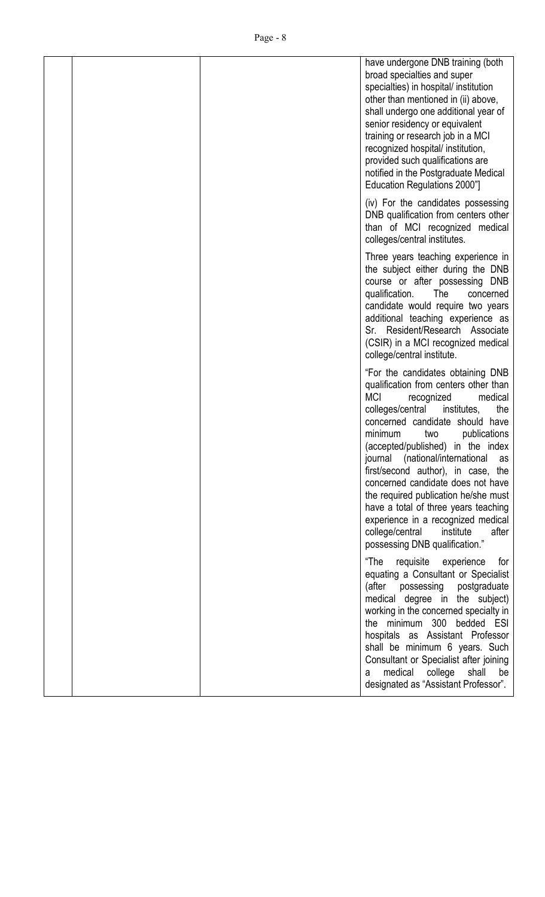| | | | |
|---|---|---|---|
| | | | have undergone DNB training (both broad specialties and super specialties) in hospital/ institution other than mentioned in (ii) above, shall undergo one additional year of senior residency or equivalent training or research job in a MCI recognized hospital/ institution, provided such qualifications are notified in the Postgraduate Medical Education Regulations 2000"]<br><br>(iv) For the candidates possessing DNB qualification from centers other than of MCI recognized medical colleges/central institutes.<br><br>Three years teaching experience in the subject either during the DNB course or after possessing DNB qualification. The concerned candidate would require two years additional teaching experience as Sr. Resident/Research Associate (CSIR) in a MCI recognized medical college/central institute.<br><br>"For the candidates obtaining DNB qualification from centers other than MCI recognized medical colleges/central institutes, the concerned candidate should have minimum two publications (accepted/published) in the index journal (national/international as first/second author), in case, the concerned candidate does not have the required publication he/she must have a total of three years teaching experience in a recognized medical college/central institute after possessing DNB qualification."<br><br>"The requisite experience for equating a Consultant or Specialist (after possessing postgraduate medical degree in the subject) working in the concerned specialty in the minimum 300 bedded ESI hospitals as Assistant Professor shall be minimum 6 years. Such Consultant or Specialist after joining a medical college shall be designated as "Assistant Professor". |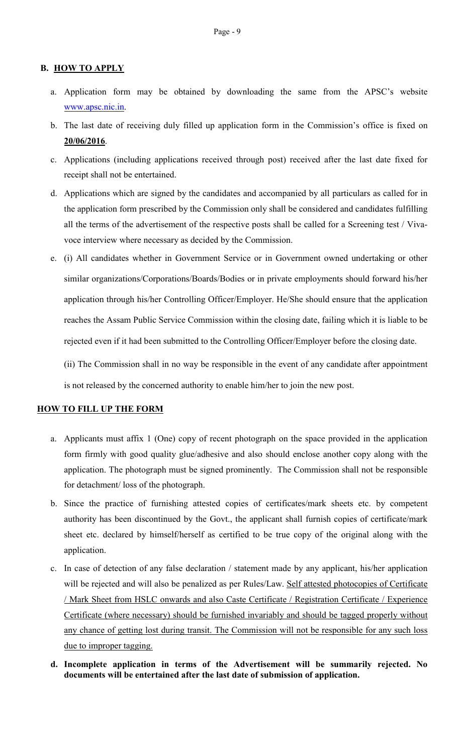## B. HOW TO APPLY

a. Application form may be obtained by downloading the same from the APSC's website www.apsc.nic.in.

b. The last date of receiving duly filled up application form in the Commission's office is fixed on **20/06/2016**.

c. Applications (including applications received through post) received after the last date fixed for receipt shall not be entertained.

d. Applications which are signed by the candidates and accompanied by all particulars as called for in the application form prescribed by the Commission only shall be considered and candidates fulfilling all the terms of the advertisement of the respective posts shall be called for a Screening test / Viva-voce interview where necessary as decided by the Commission.

e. (i) All candidates whether in Government Service or in Government owned undertaking or other similar organizations/Corporations/Boards/Bodies or in private employments should forward his/her application through his/her Controlling Officer/Employer. He/She should ensure that the application reaches the Assam Public Service Commission within the closing date, failing which it is liable to be rejected even if it had been submitted to the Controlling Officer/Employer before the closing date.

   (ii) The Commission shall in no way be responsible in the event of any candidate after appointment is not released by the concerned authority to enable him/her to join the new post.

## HOW TO FILL UP THE FORM

a. Applicants must affix 1 (One) copy of recent photograph on the space provided in the application form firmly with good quality glue/adhesive and also should enclose another copy along with the application. The photograph must be signed prominently. The Commission shall not be responsible for detachment/ loss of the photograph.

b. Since the practice of furnishing attested copies of certificates/mark sheets etc. by competent authority has been discontinued by the Govt., the applicant shall furnish copies of certificate/mark sheet etc. declared by himself/herself as certified to be true copy of the original along with the application.

c. In case of detection of any false declaration / statement made by any applicant, his/her application will be rejected and will also be penalized as per Rules/Law. Self attested photocopies of Certificate / Mark Sheet from HSLC onwards and also Caste Certificate / Registration Certificate / Experience Certificate (where necessary) should be furnished invariably and should be tagged properly without any chance of getting lost during transit. The Commission will not be responsible for any such loss due to improper tagging.

d. **Incomplete application in terms of the Advertisement will be summarily rejected. No documents will be entertained after the last date of submission of application.**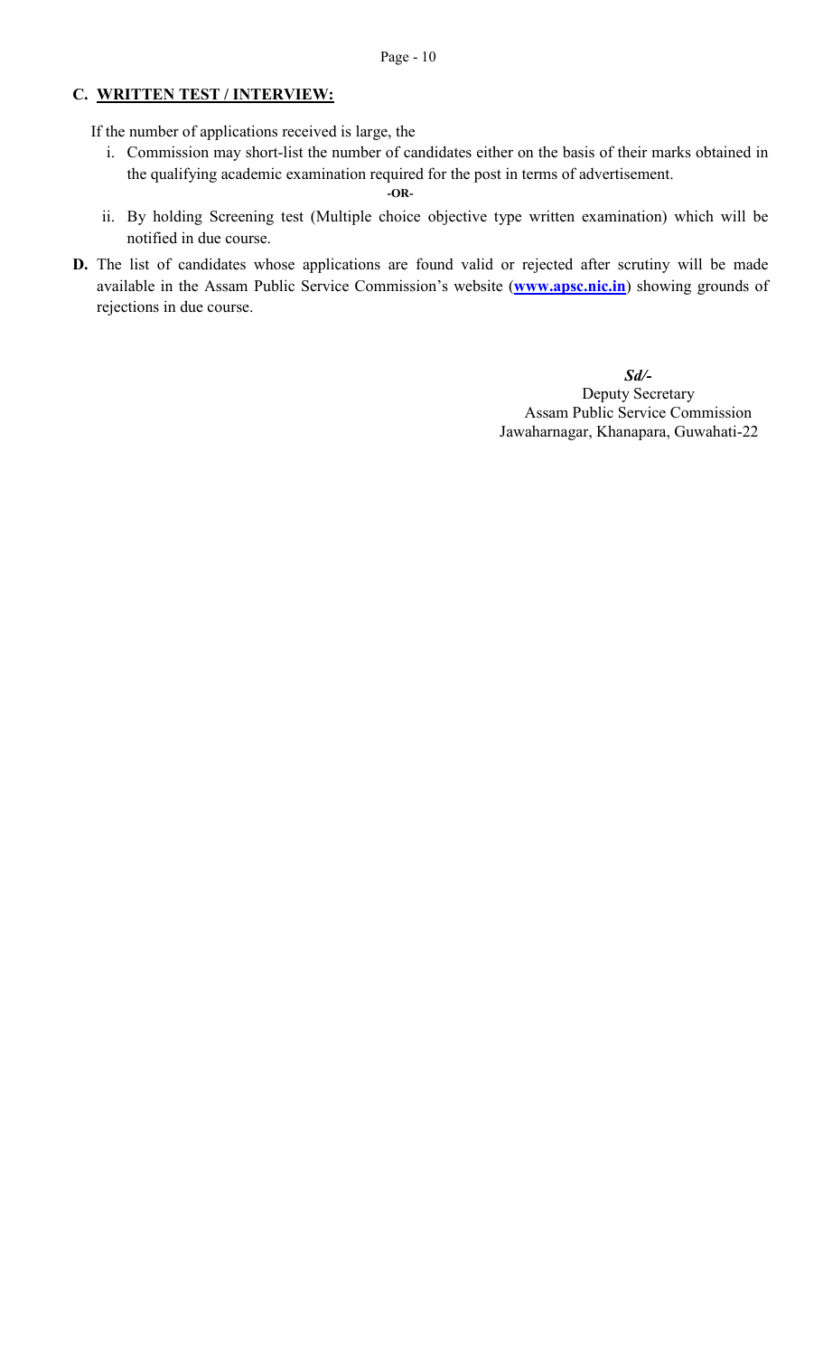**C. <u>WRITTEN TEST / INTERVIEW:</u>**

If the number of applications received is large, the

i. Commission may short-list the number of candidates either on the basis of their marks obtained in the qualifying academic examination required for the post in terms of advertisement.

**-OR-**

ii. By holding Screening test (Multiple choice objective type written examination) which will be notified in due course.

**D.** The list of candidates whose applications are found valid or rejected after scrutiny will be made available in the Assam Public Service Commission's website (**www.apsc.nic.in**) showing grounds of rejections in due course.

***Sd/-***

Deputy Secretary
Assam Public Service Commission
Jawaharnagar, Khanapara, Guwahati-22